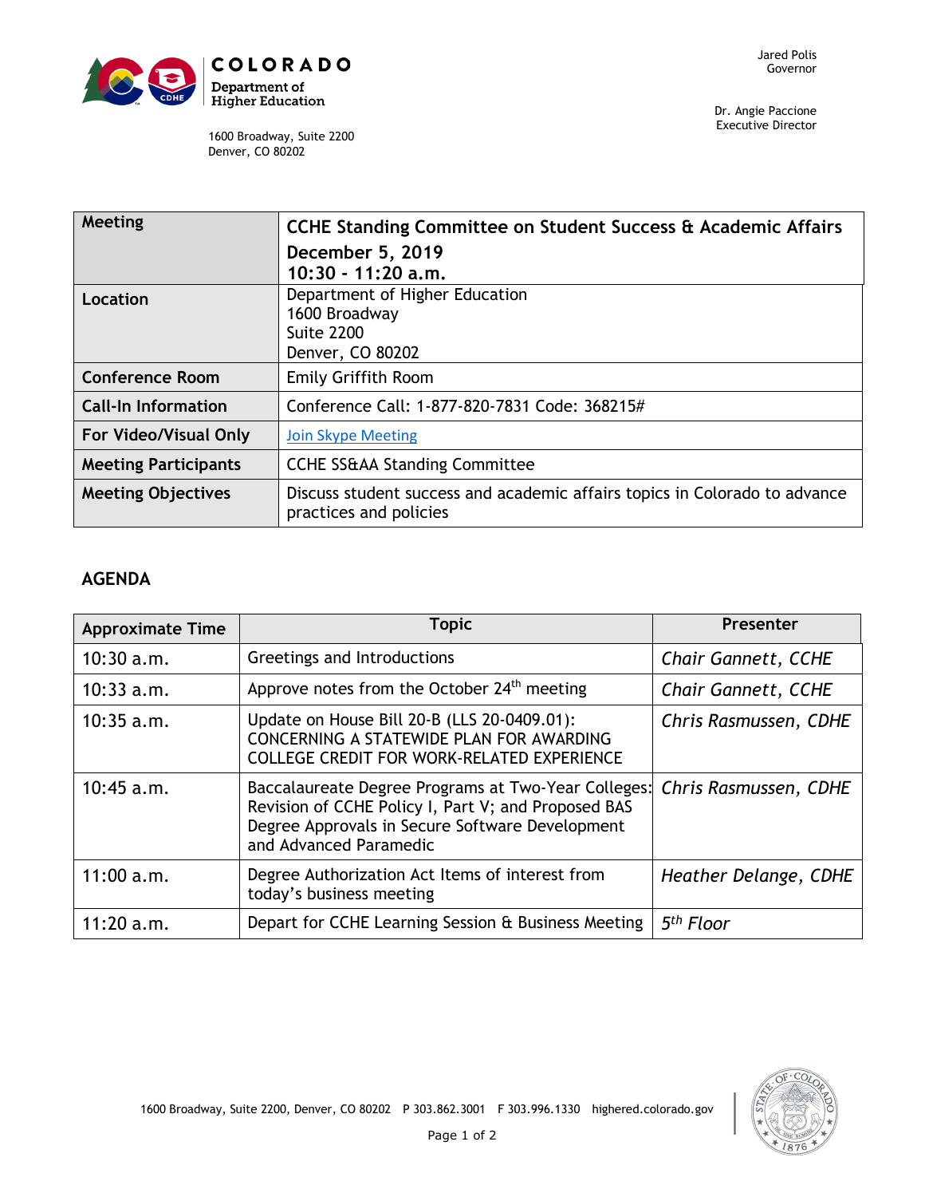**COLORADO**
**Department of Higher Education**

1600 Broadway, Suite 2200
Denver, CO 80202

Jared Polis
Governor

Dr. Angie Paccione
Executive Director

| Meeting | **CCHE Standing Committee on Student Success & Academic Affairs**<br>**December 5, 2019**<br>**10:30 - 11:20 a.m.** |
|---|---|
| **Location** | Department of Higher Education<br>1600 Broadway<br>Suite 2200<br>Denver, CO 80202 |
| **Conference Room** | Emily Griffith Room |
| **Call-In Information** | Conference Call: 1-877-820-7831 Code: 368215# |
| **For Video/Visual Only** | Join Skype Meeting |
| **Meeting Participants** | CCHE SS&AA Standing Committee |
| **Meeting Objectives** | Discuss student success and academic affairs topics in Colorado to advance practices and policies |

## AGENDA

| Approximate Time | Topic | Presenter |
|---|---|---|
| 10:30 a.m. | Greetings and Introductions | *Chair Gannett, CCHE* |
| 10:33 a.m. | Approve notes from the October 24th meeting | *Chair Gannett, CCHE* |
| 10:35 a.m. | Update on House Bill 20-B (LLS 20-0409.01): CONCERNING A STATEWIDE PLAN FOR AWARDING COLLEGE CREDIT FOR WORK-RELATED EXPERIENCE | *Chris Rasmussen, CDHE* |
| 10:45 a.m. | Baccalaureate Degree Programs at Two-Year Colleges: Revision of CCHE Policy I, Part V; and Proposed BAS Degree Approvals in Secure Software Development and Advanced Paramedic | *Chris Rasmussen, CDHE* |
| 11:00 a.m. | Degree Authorization Act Items of interest from today's business meeting | *Heather Delange, CDHE* |
| 11:20 a.m. | Depart for CCHE Learning Session & Business Meeting | *5th Floor* |

1600 Broadway, Suite 2200, Denver, CO 80202 P 303.862.3001 F 303.996.1330 highered.colorado.gov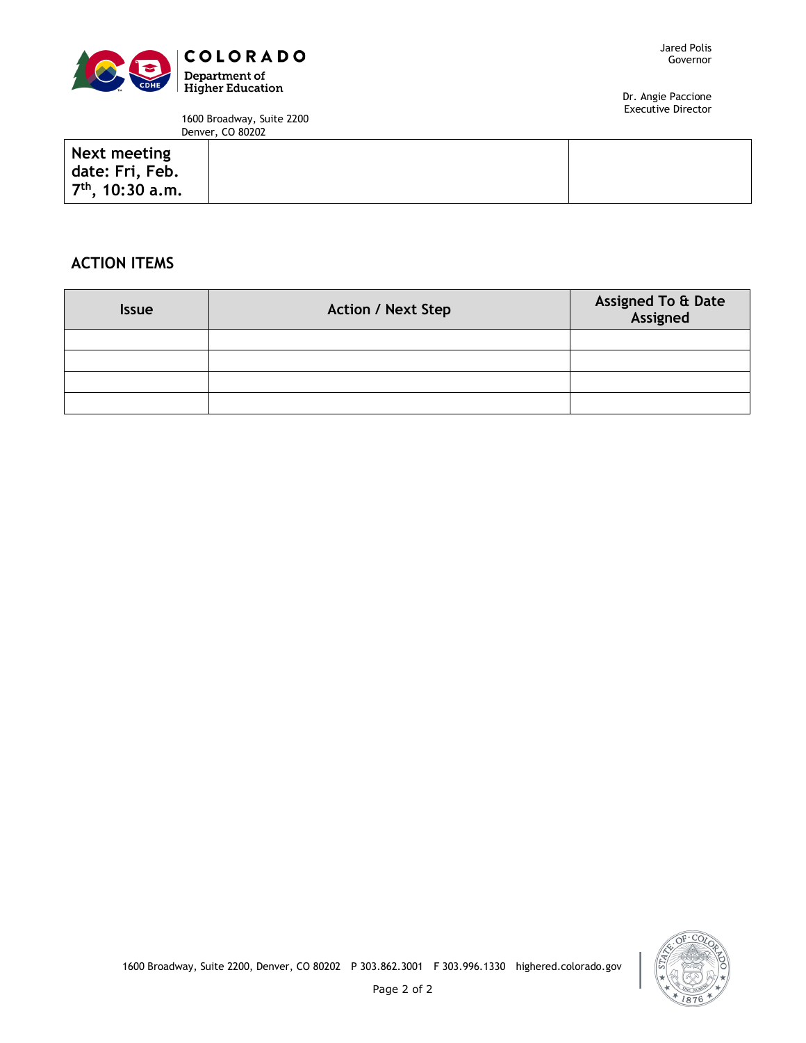1600 Broadway, Suite 2200
Denver, CO 80202

Jared Polis
Governor

Dr. Angie Paccione
Executive Director

| | | |
|---|---|---|
| **Next meeting date: Fri, Feb. 7th, 10:30 a.m.** | | |

## ACTION ITEMS

| Issue | Action / Next Step | Assigned To & Date Assigned |
|---|---|---|
| | | |
| | | |
| | | |
| | | |

1600 Broadway, Suite 2200, Denver, CO 80202 P 303.862.3001 F 303.996.1330 highered.colorado.gov